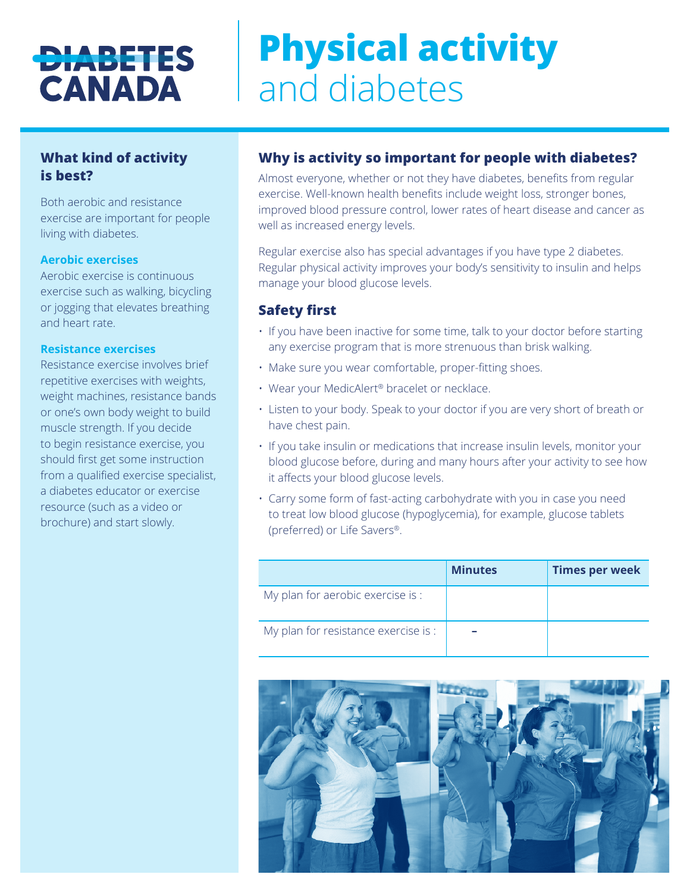# Physical activity and diabetes

## What kind of activity is best?

Both aerobic and resistance exercise are important for people living with diabetes.

### Aerobic exercises

Aerobic exercise is continuous exercise such as walking, bicycling or jogging that elevates breathing and heart rate.

### Resistance exercises

Resistance exercise involves brief repetitive exercises with weights, weight machines, resistance bands or one's own body weight to build muscle strength. If you decide to begin resistance exercise, you should first get some instruction from a qualified exercise specialist, a diabetes educator or exercise resource (such as a video or brochure) and start slowly.

## Why is activity so important for people with diabetes?

Almost everyone, whether or not they have diabetes, benefits from regular exercise. Well-known health benefits include weight loss, stronger bones, improved blood pressure control, lower rates of heart disease and cancer as well as increased energy levels.

Regular exercise also has special advantages if you have type 2 diabetes. Regular physical activity improves your body's sensitivity to insulin and helps manage your blood glucose levels.

## Safety first

- If you have been inactive for some time, talk to your doctor before starting any exercise program that is more strenuous than brisk walking.
- Make sure you wear comfortable, proper-fitting shoes.
- Wear your MedicAlert® bracelet or necklace.
- Listen to your body. Speak to your doctor if you are very short of breath or have chest pain.
- If you take insulin or medications that increase insulin levels, monitor your blood glucose before, during and many hours after your activity to see how it affects your blood glucose levels.
- Carry some form of fast-acting carbohydrate with you in case you need to treat low blood glucose (hypoglycemia), for example, glucose tablets (preferred) or Life Savers®.

| | Minutes | Times per week |
|---|---|---|
| My plan for aerobic exercise is : | | |
| My plan for resistance exercise is : | – | |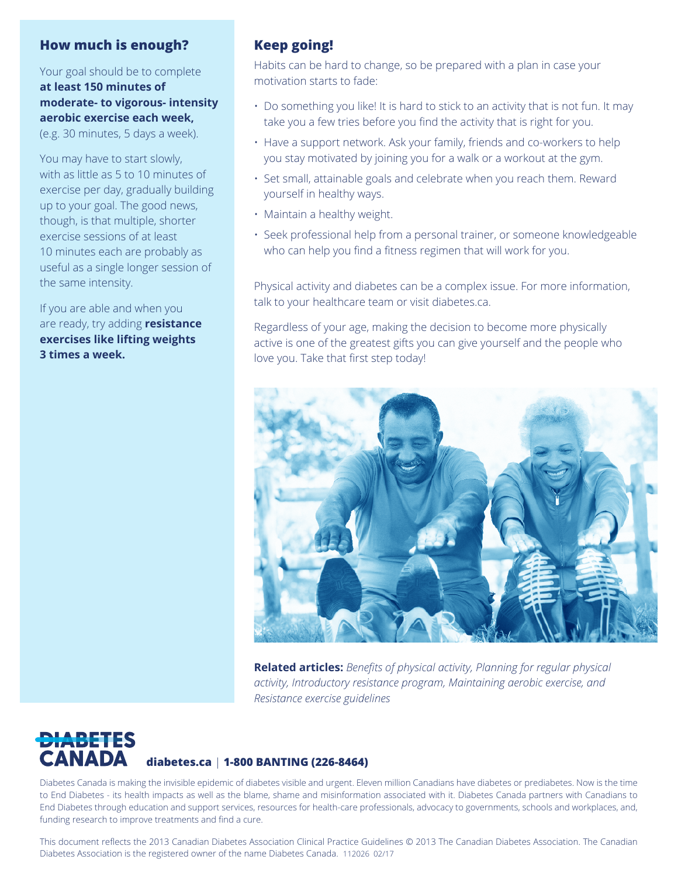## How much is enough?

Your goal should be to complete **at least 150 minutes of moderate- to vigorous- intensity aerobic exercise each week,** (e.g. 30 minutes, 5 days a week).

You may have to start slowly, with as little as 5 to 10 minutes of exercise per day, gradually building up to your goal. The good news, though, is that multiple, shorter exercise sessions of at least 10 minutes each are probably as useful as a single longer session of the same intensity.

If you are able and when you are ready, try adding **resistance exercises like lifting weights 3 times a week.**

## Keep going!

Habits can be hard to change, so be prepared with a plan in case your motivation starts to fade:

- Do something you like! It is hard to stick to an activity that is not fun. It may take you a few tries before you find the activity that is right for you.
- Have a support network. Ask your family, friends and co-workers to help you stay motivated by joining you for a walk or a workout at the gym.
- Set small, attainable goals and celebrate when you reach them. Reward yourself in healthy ways.
- Maintain a healthy weight.
- Seek professional help from a personal trainer, or someone knowledgeable who can help you find a fitness regimen that will work for you.

Physical activity and diabetes can be a complex issue. For more information, talk to your healthcare team or visit diabetes.ca.

Regardless of your age, making the decision to become more physically active is one of the greatest gifts you can give yourself and the people who love you. Take that first step today!

**Related articles:** *Benefits of physical activity, Planning for regular physical activity, Introductory resistance program, Maintaining aerobic exercise, and Resistance exercise guidelines*

**DIABETES CANADA** **diabetes.ca** | **1-800 BANTING (226-8464)**

Diabetes Canada is making the invisible epidemic of diabetes visible and urgent. Eleven million Canadians have diabetes or prediabetes. Now is the time to End Diabetes - its health impacts as well as the blame, shame and misinformation associated with it. Diabetes Canada partners with Canadians to End Diabetes through education and support services, resources for health-care professionals, advocacy to governments, schools and workplaces, and, funding research to improve treatments and find a cure.

This document reflects the 2013 Canadian Diabetes Association Clinical Practice Guidelines © 2013 The Canadian Diabetes Association. The Canadian Diabetes Association is the registered owner of the name Diabetes Canada. 112026 02/17